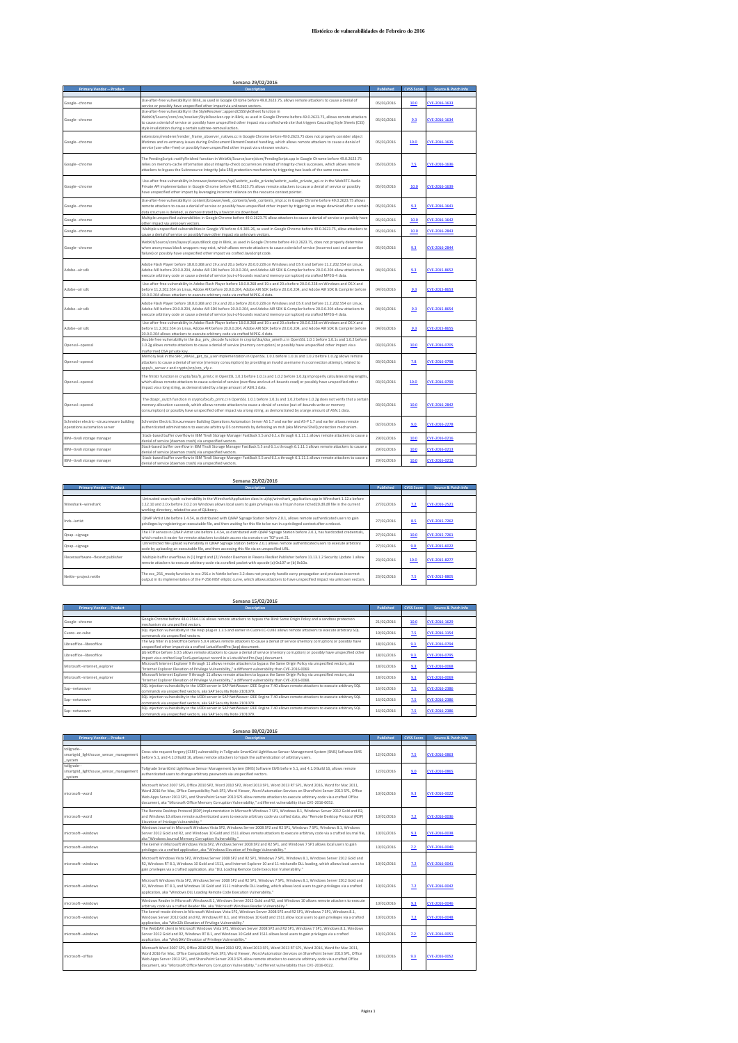# Histórico de vulnerabilidades de Fevereiro do 2016

## Semana 29/02/2016

| Primary Vendor -- Product | Description | Published | CVSS Score | Source & Patch Info |
|---|---|---|---|---|
| Google--chrome | Use-after-free vulnerability in Blink, as used in Google Chrome before 49.0.2623.75, allows remote attackers to cause a denial of service or possibly have unspecified other impact via unknown vectors. | 05/03/2016 | 10.0 | CVE-2016-1633 |
| Google--chrome | Use-after-free vulnerability in the StyleResolver::appendCSSStyleSheet function in WebKit/Source/core/css/resolver/StyleResolver.cpp in Blink, as used in Google Chrome before 49.0.2623.75, allows remote attackers to cause a denial of service or possibly have unspecified other impact via a crafted web site that triggers Cascading Style Sheets (CSS) style invalidation during a certain subtree-removal action. | 05/03/2016 | 9.3 | CVE-2016-1634 |
| Google--chrome | extensions/renderer/render_frame_observer_natives.cc in Google Chrome before 49.0.2623.75 does not properly consider object lifetimes and re-entrancy issues during OnDocumentElementCreated handling, which allows remote attackers to cause a denial of service (use-after-free) or possibly have unspecified other impact via unknown vectors. | 05/03/2016 | 10.0 | CVE-2016-1635 |
| Google--chrome | The PendingScript::notifyFinished function in WebKit/Source/core/dom/PendingScript.cpp in Google Chrome before 49.0.2623.75 relies on memory-cache information about integrity-check occurrences instead of integrity-check successes, which allows remote attackers to bypass the Subresource Integrity (aka SRI) protection mechanism by triggering two loads of the same resource. | 05/03/2016 | 7.5 | CVE-2016-1636 |
| Google--chrome | Use-after-free vulnerability in browser/extensions/api/webrtc_audio_private/webrtc_audio_private_api.cc in the WebRTC Audio Private API implementation in Google Chrome before 49.0.2623.75 allows remote attackers to cause a denial of service or possibly have unspecified other impact by leveraging incorrect reliance on the resource context pointer. | 05/03/2016 | 10.0 | CVE-2016-1639 |
| Google--chrome | Use-after-free vulnerability in content/browser/web_contents/web_contents_impl.cc in Google Chrome before 49.0.2623.75 allows remote attackers to cause a denial of service or possibly have unspecified other impact by triggering an image download after a certain data structure is deleted, as demonstrated by a favicon.ico download. | 05/03/2016 | 9.3 | CVE-2016-1641 |
| Google--chrome | Multiple unspecified vulnerabilities in Google Chrome before 49.0.2623.75 allow attackers to cause a denial of service or possibly have other impact via unknown vectors. | 05/03/2016 | 10.0 | CVE-2016-1642 |
| Google--chrome | Multiple unspecified vulnerabilities in Google V8 before 4.9.385.26, as used in Google Chrome before 49.0.2623.75, allow attackers to cause a denial of service or possibly have other impact via unknown vectors. | 05/03/2016 | 10.0 | CVE-2016-2843 |
| Google--chrome | WebKit/Source/core/layout/LayoutBlock.cpp in Blink, as used in Google Chrome before 49.0.2623.75, does not properly determine when anonymous block wrappers may exist, which allows remote attackers to cause a denial of service (incorrect cast and assertion failure) or possibly have unspecified other impact via crafted JavaScript code. | 05/03/2016 | 9.3 | CVE-2016-2844 |
| Adobe--air sdk | Adobe Flash Player before 18.0.0.268 and 19.x and 20.x before 20.0.0.228 on Windows and OS X and before 11.2.202.554 on Linux, Adobe AIR before 20.0.0.204, Adobe AIR SDK before 20.0.0.204, and Adobe AIR SDK & Compiler before 20.0.0.204 allow attackers to execute arbitrary code or cause a denial of service (out-of-bounds read and memory corruption) via crafted MPEG-4 data. | 04/03/2016 | 9.3 | CVE-2015-8652 |
| Adobe--air sdk | Use-after-free vulnerability in Adobe Flash Player before 18.0.0.268 and 19.x and 20.x before 20.0.0.228 on Windows and OS X and before 11.2.202.554 on Linux, Adobe AIR before 20.0.0.204, Adobe AIR SDK before 20.0.0.204, and Adobe AIR SDK & Compiler before 20.0.0.204 allows attackers to execute arbitrary code via crafted MPEG-4 data. | 04/03/2016 | 9.3 | CVE-2015-8653 |
| Adobe--air sdk | Adobe Flash Player before 18.0.0.268 and 19.x and 20.x before 20.0.0.228 on Windows and OS X and before 11.2.202.554 on Linux, Adobe AIR before 20.0.0.204, Adobe AIR SDK before 20.0.0.204, and Adobe AIR SDK & Compiler before 20.0.0.204 allow attackers to execute arbitrary code or cause a denial of service (out-of-bounds read and memory corruption) via crafted MPEG-4 data. | 04/03/2016 | 9.3 | CVE-2015-8654 |
| Adobe--air sdk | Use-after-free vulnerability in Adobe Flash Player before 18.0.0.268 and 19.x and 20.x before 20.0.0.228 on Windows and OS X and before 11.2.202.554 on Linux, Adobe AIR before 20.0.0.204, Adobe AIR SDK before 20.0.0.204, and Adobe AIR SDK & Compiler before 20.0.0.204 allows attackers to execute arbitrary code via crafted MPEG-4 data. | 04/03/2016 | 9.3 | CVE-2015-8655 |
| Openssl--openssl | Double free vulnerability in the dsa_priv_decode function in crypto/dsa/dsa_ameth.c in OpenSSL 1.0.1 before 1.0.1s and 1.0.2 before 1.0.2g allows remote attackers to cause a denial of service (memory corruption) or possibly have unspecified other impact via a malformed DSA private key. | 03/03/2016 | 10.0 | CVE-2016-0705 |
| Openssl--openssl | Memory leak in the SRP_VBASE_get_by_user implementation in OpenSSL 1.0.1 before 1.0.1s and 1.0.2 before 1.0.2g allows remote attackers to cause a denial of service (memory consumption) by providing an invalid username in a connection attempt, related to apps/s_server.c and crypto/srp/srp_vfy.c. | 03/03/2016 | 7.8 | CVE-2016-0798 |
| Openssl--openssl | The fmtstr function in crypto/bio/b_print.c in OpenSSL 1.0.1 before 1.0.1s and 1.0.2 before 1.0.2g improperly calculates string lengths, which allows remote attackers to cause a denial of service (overflow and out-of-bounds read) or possibly have unspecified other impact via a long string, as demonstrated by a large amount of ASN.1 data. | 03/03/2016 | 10.0 | CVE-2016-0799 |
| Openssl--openssl | The doapr_outch function in crypto/bio/b_print.c in OpenSSL 1.0.1 before 1.0.1s and 1.0.2 before 1.0.2g does not verify that a certain memory allocation succeeds, which allows remote attackers to cause a denial of service (out-of-bounds write or memory consumption) or possibly have unspecified other impact via a long string, as demonstrated by a large amount of ASN.1 data. | 03/03/2016 | 10.0 | CVE-2016-2842 |
| Schneider electric--struxureware building operations automation server | Schneider Electric Struxureware Building Operations Automation Server AS 1.7 and earlier and AS-P 1.7 and earlier allows remote authenticated administrators to execute arbitrary OS commands by defeating an msh (aka Minimal Shell) protection mechanism. | 02/03/2016 | 9.0 | CVE-2016-2278 |
| IBM--tivoli storage manager | Stack-based buffer overflow in IBM Tivoli Storage Manager FastBack 5.5 and 6.1.x through 6.1.11.1 allows remote attackers to cause a denial of service (daemon crash) via unspecified vectors. | 29/02/2016 | 10.0 | CVE-2016-0216 |
| IBM--tivoli storage manager | Stack-based buffer overflow in IBM Tivoli Storage Manager FastBack 5.5 and 6.1.x through 6.1.11.1 allows remote attackers to cause a denial of service (daemon crash) via unspecified vectors. | 29/02/2016 | 10.0 | CVE-2016-0213 |
| IBM--tivoli storage manager | Stack-based buffer overflow in IBM Tivoli Storage Manager FastBack 5.5 and 6.1.x through 6.1.11.1 allows remote attackers to cause a denial of service (daemon crash) via unspecified vectors. | 29/02/2016 | 10.0 | CVE-2016-0212 |

## Semana 22/02/2016

| Primary Vendor -- Product | Description | Published | CVSS Score | Source & Patch Info |
|---|---|---|---|---|
| Wireshark--wireshark | Untrusted search path vulnerability in the WiresharkApplication class in ui/qt/wireshark_application.cpp in Wireshark 1.12.x before 1.12.10 and 2.0.x before 2.0.2 on Windows allows local users to gain privileges via a Trojan horse riched20.dll.dll file in the current working directory, related to use of QLibrary. | 27/02/2016 | 7.2 | CVE-2016-2521 |
| Indo--iartist | QNAP iArtist Lite before 1.4.54, as distributed with QNAP Signage Station before 2.0.1, allows remote authenticated users to gain privileges by registering an executable file, and then waiting for this file to be run in a privileged context after a reboot. | 27/02/2016 | 8.5 | CVE-2015-7262 |
| Qnap--signage | The FTP service in QNAP iArtist Lite before 1.4.54, as distributed with QNAP Signage Station before 2.0.1, has hardcoded credentials, which makes it easier for remote attackers to obtain access via a session on TCP port 21. | 27/02/2016 | 10.0 | CVE-2015-7261 |
| Qnap--signage | Unrestricted file upload vulnerability in QNAP Signage Station before 2.0.1 allows remote authenticated users to execute arbitrary code by uploading an executable file, and then accessing this file via an unspecified URL. | 27/02/2016 | 9.0 | CVE-2015-6022 |
| Flexerasoftware--flexnet publisher | Multiple buffer overflows in (1) lmgrd and (2) Vendor Daemon in Flexera FlexNet Publisher before 11.13.1.2 Security Update 1 allow remote attackers to execute arbitrary code via a crafted packet with opcode (a) 0x107 or (b) 0x10a. | 23/02/2016 | 10.0 | CVE-2015-8277 |
| Nettle--project nettle | The ecc_256_modq function in ecc-256.c in Nettle before 3.2 does not properly handle carry propagation and produces incorrect output in its implementation of the P-256 NIST elliptic curve, which allows attackers to have unspecified impact via unknown vectors. | 23/02/2016 | 7.5 | CVE-2015-8805 |

## Semana 15/02/2016

| Primary Vendor -- Product | Description | Published | CVSS Score | Source & Patch Info |
|---|---|---|---|---|
| Google--chrome | Google Chrome before 48.0.2564.116 allows remote attackers to bypass the Blink Same Origin Policy and a sandbox protection mechanism via unspecified vectors. | 21/02/2016 | 10.0 | CVE-2016-1629 |
| Cuore--ec-cube | SQL injection vulnerability in the Help plug-in 1.3.5 and earlier in Cuore EC-CUBE allows remote attackers to execute arbitrary SQL commands via unspecified vectors. | 19/02/2016 | 7.5 | CVE-2016-1154 |
| Libreoffice--libreoffice | The lwp filter in LibreOffice before 5.0.4 allows remote attackers to cause a denial of service (memory corruption) or possibly have unspecified other impact via a crafted LotusWordPro (lwp) document. | 18/02/2016 | 9.3 | CVE-2016-0794 |
| Libreoffice--libreoffice | LibreOffice before 5.0.5 allows remote attackers to cause a denial of service (memory corruption) or possibly have unspecified other impact via a crafted LwpTocSuperLayout record in a LotusWordPro (lwp) document. | 18/02/2016 | 9.3 | CVE-2016-0795 |
| Microsoft--internet_explorer | Microsoft Internet Explorer 9 through 11 allows remote attackers to bypass the Same Origin Policy via unspecified vectors, aka "Internet Explorer Elevation of Privilege Vulnerability," a different vulnerability than CVE-2016-0069. | 18/02/2016 | 9.3 | CVE-2016-0068 |
| Microsoft--internet_explorer | Microsoft Internet Explorer 9 through 11 allows remote attackers to bypass the Same Origin Policy via unspecified vectors, aka "Internet Explorer Elevation of Privilege Vulnerability," a different vulnerability than CVE-2016-0068. | 18/02/2016 | 9.3 | CVE-2016-0069 |
| Sap--netweaver | SQL injection vulnerability in the UDDI server in SAP NetWeaver J2EE Engine 7.40 allows remote attackers to execute arbitrary SQL commands via unspecified vectors, aka SAP Security Note 2101079. | 16/02/2016 | 7.5 | CVE-2016-2386 |
| Sap--netweaver | SQL injection vulnerability in the UDDI server in SAP NetWeaver J2EE Engine 7.40 allows remote attackers to execute arbitrary SQL commands via unspecified vectors, aka SAP Security Note 2101079. | 16/02/2016 | 7.5 | CVE-2016-2386 |
| Sap--netweaver | SQL injection vulnerability in the UDDI server in SAP NetWeaver J2EE Engine 7.40 allows remote attackers to execute arbitrary SQL commands via unspecified vectors, aka SAP Security Note 2101079. | 16/02/2016 | 7.5 | CVE-2016-2386 |

## Semana 08/02/2016

| Primary Vendor -- Product | Description | Published | CVSS Score | Source & Patch Info |
|---|---|---|---|---|
| tollgrade--smartgrid_lighthouse_sensor_management_system | Cross-site request forgery (CSRF) vulnerability in Tollgrade SmartGrid LightHouse Sensor Management System (SMS) Software EMS before 5.1, and 4.1.0 Build 16, allows remote attackers to hijack the authentication of arbitrary users. | 12/02/2016 | 7.5 | CVE-2016-0863 |
| tollgrade--smartgrid_lighthouse_sensor_management_system | Tollgrade SmartGrid LightHouse Sensor Management System (SMS) Software EMS before 5.1, and 4.1.0 Build 16, allows remote authenticated users to change arbitrary passwords via unspecified vectors. | 12/02/2016 | 9.0 | CVE-2016-0865 |
| microsoft--word | Microsoft Word 2007 SP3, Office 2010 SP2, Word 2010 SP2, Word 2013 SP1, Word 2013 RT SP1, Word 2016, Word for Mac 2011, Word 2016 for Mac, Office Compatibility Pack SP3, Word Viewer, Word Automation Services on SharePoint Server 2013 SP1, Office Web Apps Server 2013 SP1, and SharePoint Server 2013 SP1 allow remote attackers to execute arbitrary code via a crafted Office document, aka "Microsoft Office Memory Corruption Vulnerability," a different vulnerability than CVE-2016-0052. | 10/02/2016 | 9.3 | CVE-2016-0022 |
| microsoft--word | The Remote Desktop Protocol (RDP) implementation in Microsoft Windows 7 SP1, Windows 8.1, Windows Server 2012 Gold and R2, and Windows 10 allows remote authenticated users to execute arbitrary code via crafted data, aka "Remote Desktop Protocol (RDP) Elevation of Privilege Vulnerability." | 10/02/2016 | 7.2 | CVE-2016-0036 |
| microsoft--windows | Windows Journal in Microsoft Windows Vista SP2, Windows Server 2008 SP2 and R2 SP1, Windows 7 SP1, Windows 8.1, Windows Server 2012 Gold and R2, Windows RT 8.1, and Windows 10 Gold and 1511 allows remote attackers to execute arbitrary code via a crafted Journal file, aka "Windows Journal Memory Corruption Vulnerability." | 10/02/2016 | 9.3 | CVE-2016-0038 |
| microsoft--windows | The kernel in Microsoft Windows Vista SP2, Windows Server 2008 SP2 and R2 SP1, and Windows 7 SP1 allows local users to gain privileges via a crafted application, aka "Windows Elevation of Privilege Vulnerability." | 10/02/2016 | 7.2 | CVE-2016-0040 |
| microsoft--windows | Microsoft Windows Vista SP2, Windows Server 2008 SP2 and R2 SP1, Windows 7 SP1, Windows 8.1, Windows Server 2012 Gold and R2, Windows RT 8.1, Windows 10 Gold and 1511, and Internet Explorer 10 and 11 mishandle DLL loading, which allows local users to gain privileges via a crafted application, aka "DLL Loading Remote Code Execution Vulnerability." | 10/02/2016 | 7.2 | CVE-2016-0041 |
| microsoft--windows | Microsoft Windows Vista SP2, Windows Server 2008 SP2 and R2 SP1, Windows 7 SP1, Windows 8.1, Windows Server 2012 Gold and R2, Windows RT 8.1, and Windows 10 Gold and 1511 mishandle DLL loading, which allows local users to gain privileges via a crafted application, aka "Windows DLL Loading Remote Code Execution Vulnerability." | 10/02/2016 | 7.2 | CVE-2016-0042 |
| microsoft--windows | Windows Reader in Microsoft Windows 8.1, Windows Server 2012 Gold and R2, and Windows 10 allows remote attackers to execute arbitrary code via a crafted Reader file, aka "Microsoft Windows Reader Vulnerability." | 10/02/2016 | 9.3 | CVE-2016-0046 |
| microsoft--windows | The kernel-mode drivers in Microsoft Windows Vista SP2, Windows Server 2008 SP2 and R2 SP1, Windows 7 SP1, Windows 8.1, Windows Server 2012 Gold and R2, Windows RT 8.1, and Windows 10 Gold and 1511 allow local users to gain privileges via a crafted application, aka "Win32k Elevation of Privilege Vulnerability." | 10/02/2016 | 7.2 | CVE-2016-0048 |
| microsoft--windows | The WebDAV client in Microsoft Windows Vista SP2, Windows Server 2008 SP2 and R2 SP1, Windows 7 SP1, Windows 8.1, Windows Server 2012 Gold and R2, and Windows 10 Gold and 1511 allows local users to gain privileges via a crafted application, aka "WebDAV Elevation of Privilege Vulnerability." | 10/02/2016 | 7.2 | CVE-2016-0051 |
| microsoft--office | Microsoft Word 2007 SP3, Office 2010 SP2, Word 2010 SP2, Word 2013 SP1, Word 2013 RT SP1, Word 2016, Word for Mac 2011, Word 2016 for Mac, Office Compatibility Pack SP3, Word Viewer, Word Automation Services on SharePoint Server 2013 SP1, Office Web Apps Server 2013 SP1, and SharePoint Server 2013 SP1 allow remote attackers to execute arbitrary code via a crafted Office document, aka "Microsoft Office Memory Corruption Vulnerability," a different vulnerability than CVE-2016-0022. | 10/02/2016 | 9.3 | CVE-2016-0052 |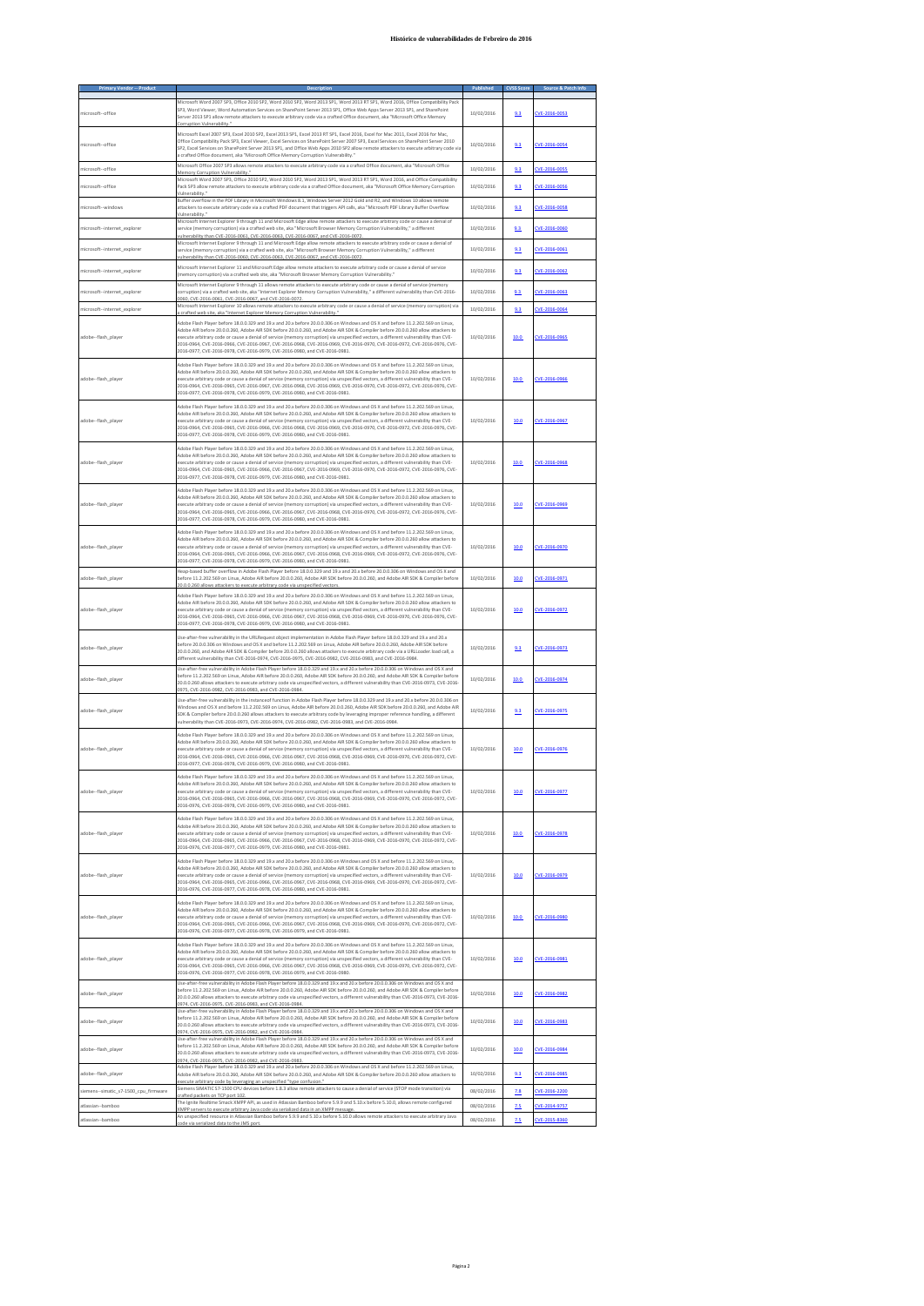# Histórico de vulnerabilidades de Fevereiro do 2016

| Primary Vendor -- Product | Description | Published | CVSS Score | Source & Patch Info |
|---|---|---|---|---|
| microsoft--office | Microsoft Word 2007 SP3, Office 2010 SP2, Word 2010 SP2, Word 2013 SP1, Word 2013 RT SP1, Word 2016, Office Compatibility Pack SP3, Word Viewer, Word Automation Services on SharePoint Server 2013 SP1, Office Web Apps Server 2013 SP1, and SharePoint Server 2013 SP1 allow remote attackers to execute arbitrary code via a crafted Office document, aka "Microsoft Office Memory Corruption Vulnerability." | 10/02/2016 | 9.3 | CVE-2016-0053 |
| microsoft--office | Microsoft Excel 2007 SP3, Excel 2010 SP2, Excel 2013 SP1, Excel 2013 RT SP1, Excel 2016, Excel for Mac 2011, Excel 2016 for Mac, Office Compatibility Pack SP3, Excel Viewer, Excel Services on SharePoint Server 2007 SP3, Excel Services on SharePoint Server 2010 SP2, Excel Services on SharePoint Server 2013 SP1, and Office Web Apps 2010 SP2 allow remote attackers to execute arbitrary code via a crafted Office document, aka "Microsoft Office Memory Corruption Vulnerability." | 10/02/2016 | 9.3 | CVE-2016-0054 |
| microsoft--office | Microsoft Office 2007 SP3 allows remote attackers to execute arbitrary code via a crafted Office document, aka "Microsoft Office Memory Corruption Vulnerability." | 10/02/2016 | 9.3 | CVE-2016-0055 |
| microsoft--office | Microsoft Word 2007 SP3, Office 2010 SP2, Word 2010 SP2, Word 2013 SP1, Word 2013 RT SP1, Word 2016, and Office Compatibility Pack SP3 allow remote attackers to execute arbitrary code via a crafted Office document, aka "Microsoft Office Memory Corruption Vulnerability." | 10/02/2016 | 9.3 | CVE-2016-0056 |
| microsoft--windows | Buffer overflow in the PDF Library in Microsoft Windows 8.1, Windows Server 2012 Gold and R2, and Windows 10 allows remote attackers to execute arbitrary code via a crafted PDF document that triggers API calls, aka "Microsoft PDF Library Buffer Overflow Vulnerability." | 10/02/2016 | 9.3 | CVE-2016-0058 |
| microsoft--internet_explorer | Microsoft Internet Explorer 9 through 11 and Microsoft Edge allow remote attackers to execute arbitrary code or cause a denial of service (memory corruption) via a crafted web site, aka "Microsoft Browser Memory Corruption Vulnerability," a different vulnerability than CVE-2016-0061, CVE-2016-0063, CVE-2016-0067, and CVE-2016-0072. | 10/02/2016 | 9.3 | CVE-2016-0060 |
| microsoft--internet_explorer | Microsoft Internet Explorer 9 through 11 and Microsoft Edge allow remote attackers to execute arbitrary code or cause a denial of service (memory corruption) via a crafted web site, aka "Microsoft Browser Memory Corruption Vulnerability," a different vulnerability than CVE-2016-0060, CVE-2016-0063, CVE-2016-0067, and CVE-2016-0072. | 10/02/2016 | 9.3 | CVE-2016-0061 |
| microsoft--internet_explorer | Microsoft Internet Explorer 11 and Microsoft Edge allow remote attackers to execute arbitrary code or cause a denial of service (memory corruption) via a crafted web site, aka "Microsoft Browser Memory Corruption Vulnerability." | 10/02/2016 | 9.3 | CVE-2016-0062 |
| microsoft--internet_explorer | Microsoft Internet Explorer 9 through 11 allows remote attackers to execute arbitrary code or cause a denial of service (memory corruption) via a crafted web site, aka "Internet Explorer Memory Corruption Vulnerability," a different vulnerability than CVE-2016-0060, CVE-2016-0061, CVE-2016-0067, and CVE-2016-0072. | 10/02/2016 | 9.3 | CVE-2016-0063 |
| microsoft--internet_explorer | Microsoft Internet Explorer 10 allows remote attackers to execute arbitrary code or cause a denial of service (memory corruption) via a crafted web site, aka "Internet Explorer Memory Corruption Vulnerability." | 10/02/2016 | 9.3 | CVE-2016-0064 |
| adobe--flash_player | Adobe Flash Player before 18.0.0.329 and 19.x and 20.x before 20.0.0.306 on Windows and OS X and before 11.2.202.569 on Linux, Adobe AIR before 20.0.0.260, Adobe AIR SDK before 20.0.0.260, and Adobe AIR SDK & Compiler before 20.0.0.260 allow attackers to execute arbitrary code or cause a denial of service (memory corruption) via unspecified vectors, a different vulnerability than CVE-2016-0964, CVE-2016-0966, CVE-2016-0967, CVE-2016-0968, CVE-2016-0969, CVE-2016-0970, CVE-2016-0972, CVE-2016-0976, CVE-2016-0977, CVE-2016-0978, CVE-2016-0979, CVE-2016-0980, and CVE-2016-0981. | 10/02/2016 | 10.0 | CVE-2016-0965 |
| adobe--flash_player | Adobe Flash Player before 18.0.0.329 and 19.x and 20.x before 20.0.0.306 on Windows and OS X and before 11.2.202.569 on Linux, Adobe AIR before 20.0.0.260, Adobe AIR SDK before 20.0.0.260, and Adobe AIR SDK & Compiler before 20.0.0.260 allow attackers to execute arbitrary code or cause a denial of service (memory corruption) via unspecified vectors, a different vulnerability than CVE-2016-0964, CVE-2016-0965, CVE-2016-0967, CVE-2016-0968, CVE-2016-0969, CVE-2016-0970, CVE-2016-0972, CVE-2016-0976, CVE-2016-0977, CVE-2016-0978, CVE-2016-0979, CVE-2016-0980, and CVE-2016-0981. | 10/02/2016 | 10.0 | CVE-2016-0966 |
| adobe--flash_player | Adobe Flash Player before 18.0.0.329 and 19.x and 20.x before 20.0.0.306 on Windows and OS X and before 11.2.202.569 on Linux, Adobe AIR before 20.0.0.260, Adobe AIR SDK before 20.0.0.260, and Adobe AIR SDK & Compiler before 20.0.0.260 allow attackers to execute arbitrary code or cause a denial of service (memory corruption) via unspecified vectors, a different vulnerability than CVE-2016-0964, CVE-2016-0965, CVE-2016-0966, CVE-2016-0968, CVE-2016-0969, CVE-2016-0970, CVE-2016-0972, CVE-2016-0976, CVE-2016-0977, CVE-2016-0978, CVE-2016-0979, CVE-2016-0980, and CVE-2016-0981. | 10/02/2016 | 10.0 | CVE-2016-0967 |
| adobe--flash_player | Adobe Flash Player before 18.0.0.329 and 19.x and 20.x before 20.0.0.306 on Windows and OS X and before 11.2.202.569 on Linux, Adobe AIR before 20.0.0.260, Adobe AIR SDK before 20.0.0.260, and Adobe AIR SDK & Compiler before 20.0.0.260 allow attackers to execute arbitrary code or cause a denial of service (memory corruption) via unspecified vectors, a different vulnerability than CVE-2016-0964, CVE-2016-0965, CVE-2016-0966, CVE-2016-0967, CVE-2016-0969, CVE-2016-0970, CVE-2016-0972, CVE-2016-0976, CVE-2016-0977, CVE-2016-0978, CVE-2016-0979, CVE-2016-0980, and CVE-2016-0981. | 10/02/2016 | 10.0 | CVE-2016-0968 |
| adobe--flash_player | Adobe Flash Player before 18.0.0.329 and 19.x and 20.x before 20.0.0.306 on Windows and OS X and before 11.2.202.569 on Linux, Adobe AIR before 20.0.0.260, Adobe AIR SDK before 20.0.0.260, and Adobe AIR SDK & Compiler before 20.0.0.260 allow attackers to execute arbitrary code or cause a denial of service (memory corruption) via unspecified vectors, a different vulnerability than CVE-2016-0964, CVE-2016-0965, CVE-2016-0966, CVE-2016-0967, CVE-2016-0968, CVE-2016-0970, CVE-2016-0972, CVE-2016-0976, CVE-2016-0977, CVE-2016-0978, CVE-2016-0979, CVE-2016-0980, and CVE-2016-0981. | 10/02/2016 | 10.0 | CVE-2016-0969 |
| adobe--flash_player | Adobe Flash Player before 18.0.0.329 and 19.x and 20.x before 20.0.0.306 on Windows and OS X and before 11.2.202.569 on Linux, Adobe AIR before 20.0.0.260, Adobe AIR SDK before 20.0.0.260, and Adobe AIR SDK & Compiler before 20.0.0.260 allow attackers to execute arbitrary code or cause a denial of service (memory corruption) via unspecified vectors, a different vulnerability than CVE-2016-0964, CVE-2016-0965, CVE-2016-0966, CVE-2016-0967, CVE-2016-0968, CVE-2016-0969, CVE-2016-0972, CVE-2016-0976, CVE-2016-0977, CVE-2016-0978, CVE-2016-0979, CVE-2016-0980, and CVE-2016-0981. | 10/02/2016 | 10.0 | CVE-2016-0970 |
| adobe--flash_player | Heap-based buffer overflow in Adobe Flash Player before 18.0.0.329 and 19.x and 20.x before 20.0.0.306 on Windows and OS X and before 11.2.202.569 on Linux, Adobe AIR before 20.0.0.260, Adobe AIR SDK before 20.0.0.260, and Adobe AIR SDK & Compiler before 20.0.0.260 allows attackers to execute arbitrary code via unspecified vectors. | 10/02/2016 | 10.0 | CVE-2016-0971 |
| adobe--flash_player | Adobe Flash Player before 18.0.0.329 and 19.x and 20.x before 20.0.0.306 on Windows and OS X and before 11.2.202.569 on Linux, Adobe AIR before 20.0.0.260, Adobe AIR SDK before 20.0.0.260, and Adobe AIR SDK & Compiler before 20.0.0.260 allow attackers to execute arbitrary code or cause a denial of service (memory corruption) via unspecified vectors, a different vulnerability than CVE-2016-0964, CVE-2016-0965, CVE-2016-0966, CVE-2016-0967, CVE-2016-0968, CVE-2016-0969, CVE-2016-0970, CVE-2016-0976, CVE-2016-0977, CVE-2016-0978, CVE-2016-0979, CVE-2016-0980, and CVE-2016-0981. | 10/02/2016 | 10.0 | CVE-2016-0972 |
| adobe--flash_player | Use-after-free vulnerability in the URLRequest object implementation in Adobe Flash Player before 18.0.0.329 and 19.x and 20.x before 20.0.0.306 on Windows and OS X and before 11.2.202.569 on Linux, Adobe AIR before 20.0.0.260, Adobe AIR SDK before 20.0.0.260, and Adobe AIR SDK & Compiler before 20.0.0.260 allows attackers to execute arbitrary code via a URLLoader.load call, a different vulnerability than CVE-2016-0974, CVE-2016-0975, CVE-2016-0982, CVE-2016-0983, and CVE-2016-0984. | 10/02/2016 | 9.3 | CVE-2016-0973 |
| adobe--flash_player | Use-after-free vulnerability in Adobe Flash Player before 18.0.0.329 and 19.x and 20.x before 20.0.0.306 on Windows and OS X and before 11.2.202.569 on Linux, Adobe AIR before 20.0.0.260, Adobe AIR SDK before 20.0.0.260, and Adobe AIR SDK & Compiler before 20.0.0.260 allows attackers to execute arbitrary code via unspecified vectors, a different vulnerability than CVE-2016-0973, CVE-2016-0975, CVE-2016-0982, CVE-2016-0983, and CVE-2016-0984. | 10/02/2016 | 10.0 | CVE-2016-0974 |
| adobe--flash_player | Use-after-free vulnerability in the instanceof function in Adobe Flash Player before 18.0.0.329 and 19.x and 20.x before 20.0.0.306 on Windows and OS X and before 11.2.202.569 on Linux, Adobe AIR before 20.0.0.260, Adobe AIR SDK before 20.0.0.260, and Adobe AIR SDK & Compiler before 20.0.0.260 allows attackers to execute arbitrary code by leveraging improper reference handling, a different vulnerability than CVE-2016-0973, CVE-2016-0974, CVE-2016-0982, CVE-2016-0983, and CVE-2016-0984. | 10/02/2016 | 9.3 | CVE-2016-0975 |
| adobe--flash_player | Adobe Flash Player before 18.0.0.329 and 19.x and 20.x before 20.0.0.306 on Windows and OS X and before 11.2.202.569 on Linux, Adobe AIR before 20.0.0.260, Adobe AIR SDK before 20.0.0.260, and Adobe AIR SDK & Compiler before 20.0.0.260 allow attackers to execute arbitrary code or cause a denial of service (memory corruption) via unspecified vectors, a different vulnerability than CVE-2016-0964, CVE-2016-0965, CVE-2016-0966, CVE-2016-0967, CVE-2016-0968, CVE-2016-0969, CVE-2016-0970, CVE-2016-0972, CVE-2016-0977, CVE-2016-0978, CVE-2016-0979, CVE-2016-0980, and CVE-2016-0981. | 10/02/2016 | 10.0 | CVE-2016-0976 |
| adobe--flash_player | Adobe Flash Player before 18.0.0.329 and 19.x and 20.x before 20.0.0.306 on Windows and OS X and before 11.2.202.569 on Linux, Adobe AIR before 20.0.0.260, Adobe AIR SDK before 20.0.0.260, and Adobe AIR SDK & Compiler before 20.0.0.260 allow attackers to execute arbitrary code or cause a denial of service (memory corruption) via unspecified vectors, a different vulnerability than CVE-2016-0964, CVE-2016-0965, CVE-2016-0966, CVE-2016-0967, CVE-2016-0968, CVE-2016-0969, CVE-2016-0970, CVE-2016-0972, CVE-2016-0976, CVE-2016-0978, CVE-2016-0979, CVE-2016-0980, and CVE-2016-0981. | 10/02/2016 | 10.0 | CVE-2016-0977 |
| adobe--flash_player | Adobe Flash Player before 18.0.0.329 and 19.x and 20.x before 20.0.0.306 on Windows and OS X and before 11.2.202.569 on Linux, Adobe AIR before 20.0.0.260, Adobe AIR SDK before 20.0.0.260, and Adobe AIR SDK & Compiler before 20.0.0.260 allow attackers to execute arbitrary code or cause a denial of service (memory corruption) via unspecified vectors, a different vulnerability than CVE-2016-0964, CVE-2016-0965, CVE-2016-0966, CVE-2016-0967, CVE-2016-0968, CVE-2016-0969, CVE-2016-0970, CVE-2016-0972, CVE-2016-0976, CVE-2016-0977, CVE-2016-0979, CVE-2016-0980, and CVE-2016-0981. | 10/02/2016 | 10.0 | CVE-2016-0978 |
| adobe--flash_player | Adobe Flash Player before 18.0.0.329 and 19.x and 20.x before 20.0.0.306 on Windows and OS X and before 11.2.202.569 on Linux, Adobe AIR before 20.0.0.260, Adobe AIR SDK before 20.0.0.260, and Adobe AIR SDK & Compiler before 20.0.0.260 allow attackers to execute arbitrary code or cause a denial of service (memory corruption) via unspecified vectors, a different vulnerability than CVE-2016-0964, CVE-2016-0965, CVE-2016-0966, CVE-2016-0967, CVE-2016-0968, CVE-2016-0969, CVE-2016-0970, CVE-2016-0972, CVE-2016-0976, CVE-2016-0977, CVE-2016-0978, CVE-2016-0980, and CVE-2016-0981. | 10/02/2016 | 10.0 | CVE-2016-0979 |
| adobe--flash_player | Adobe Flash Player before 18.0.0.329 and 19.x and 20.x before 20.0.0.306 on Windows and OS X and before 11.2.202.569 on Linux, Adobe AIR before 20.0.0.260, Adobe AIR SDK before 20.0.0.260, and Adobe AIR SDK & Compiler before 20.0.0.260 allow attackers to execute arbitrary code or cause a denial of service (memory corruption) via unspecified vectors, a different vulnerability than CVE-2016-0964, CVE-2016-0965, CVE-2016-0966, CVE-2016-0967, CVE-2016-0968, CVE-2016-0969, CVE-2016-0970, CVE-2016-0972, CVE-2016-0976, CVE-2016-0977, CVE-2016-0978, CVE-2016-0979, and CVE-2016-0981. | 10/02/2016 | 10.0 | CVE-2016-0980 |
| adobe--flash_player | Adobe Flash Player before 18.0.0.329 and 19.x and 20.x before 20.0.0.306 on Windows and OS X and before 11.2.202.569 on Linux, Adobe AIR before 20.0.0.260, Adobe AIR SDK before 20.0.0.260, and Adobe AIR SDK & Compiler before 20.0.0.260 allow attackers to execute arbitrary code or cause a denial of service (memory corruption) via unspecified vectors, a different vulnerability than CVE-2016-0964, CVE-2016-0965, CVE-2016-0966, CVE-2016-0967, CVE-2016-0968, CVE-2016-0969, CVE-2016-0970, CVE-2016-0972, CVE-2016-0976, CVE-2016-0977, CVE-2016-0978, CVE-2016-0979, and CVE-2016-0980. | 10/02/2016 | 10.0 | CVE-2016-0981 |
| adobe--flash_player | Use-after-free vulnerability in Adobe Flash Player before 18.0.0.329 and 19.x and 20.x before 20.0.0.306 on Windows and OS X and before 11.2.202.569 on Linux, Adobe AIR before 20.0.0.260, Adobe AIR SDK before 20.0.0.260, and Adobe AIR SDK & Compiler before 20.0.0.260 allows attackers to execute arbitrary code via unspecified vectors, a different vulnerability than CVE-2016-0973, CVE-2016-0974, CVE-2016-0975, CVE-2016-0983, and CVE-2016-0984. | 10/02/2016 | 10.0 | CVE-2016-0982 |
| adobe--flash_player | Use-after-free vulnerability in Adobe Flash Player before 18.0.0.329 and 19.x and 20.x before 20.0.0.306 on Windows and OS X and before 11.2.202.569 on Linux, Adobe AIR before 20.0.0.260, Adobe AIR SDK before 20.0.0.260, and Adobe AIR SDK & Compiler before 20.0.0.260 allows attackers to execute arbitrary code via unspecified vectors, a different vulnerability than CVE-2016-0973, CVE-2016-0974, CVE-2016-0975, CVE-2016-0982, and CVE-2016-0984. | 10/02/2016 | 10.0 | CVE-2016-0983 |
| adobe--flash_player | Use-after-free vulnerability in Adobe Flash Player before 18.0.0.329 and 19.x and 20.x before 20.0.0.306 on Windows and OS X and before 11.2.202.569 on Linux, Adobe AIR before 20.0.0.260, Adobe AIR SDK before 20.0.0.260, and Adobe AIR SDK & Compiler before 20.0.0.260 allows attackers to execute arbitrary code via unspecified vectors, a different vulnerability than CVE-2016-0973, CVE-2016-0974, CVE-2016-0975, CVE-2016-0982, and CVE-2016-0983. | 10/02/2016 | 10.0 | CVE-2016-0984 |
| adobe--flash_player | Adobe Flash Player before 18.0.0.329 and 19.x and 20.x before 20.0.0.306 on Windows and OS X and before 11.2.202.569 on Linux, Adobe AIR before 20.0.0.260, Adobe AIR SDK before 20.0.0.260, and Adobe AIR SDK & Compiler before 20.0.0.260 allow attackers to execute arbitrary code by leveraging an unspecified "type confusion." | 10/02/2016 | 9.3 | CVE-2016-0985 |
| siemens--simatic_s7-1500_cpu_firmware | Siemens SIMATIC S7-1500 CPU devices before 1.8.3 allow remote attackers to cause a denial of service (STOP mode transition) via crafted packets on TCP port 102. | 08/02/2016 | 7.8 | CVE-2016-2200 |
| atlassian--bamboo | The Ignite Realtime Smack XMPP API, as used in Atlassian Bamboo before 5.9.9 and 5.10.x before 5.10.0, allows remote configured XMPP servers to execute arbitrary Java code via serialized data in an XMPP message. | 08/02/2016 | 7.5 | CVE-2014-9757 |
| atlassian--bamboo | An unspecified resource in Atlassian Bamboo before 5.9.9 and 5.10.x before 5.10.0 allows remote attackers to execute arbitrary Java code via serialized data to the JMS port. | 08/02/2016 | 7.5 | CVE-2015-8360 |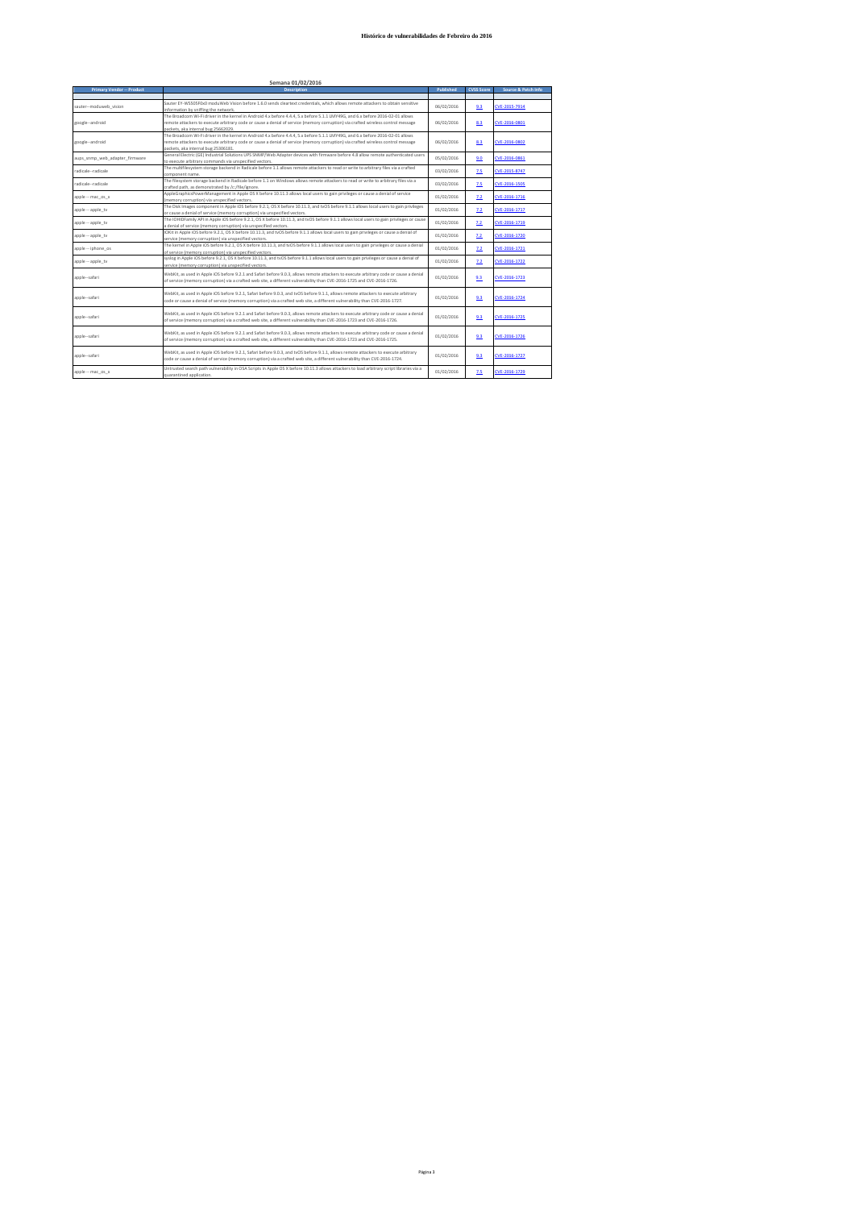# Histórico de vulnerabilidades de Febreiro do 2016

**Semana 01/02/2016**

| Primary Vendor -- Product | Description | Published | CVSS Score | Source & Patch Info |
|---|---|---|---|---|
| sauter--moduweb_vision | Sauter EY-WS505F0x0 moduWeb Vision before 1.6.0 sends cleartext credentials, which allows remote attackers to obtain sensitive information by sniffing the network. | 06/02/2016 | 9.3 | CVE-2015-7914 |
| google--android | The Broadcom Wi-Fi driver in the kernel in Android 4.x before 4.4.4, 5.x before 5.1.1 LMY49G, and 6.x before 2016-02-01 allows remote attackers to execute arbitrary code or cause a denial of service (memory corruption) via crafted wireless control message packets, aka internal bug 25662029. | 06/02/2016 | 8.3 | CVE-2016-0801 |
| google--android | The Broadcom Wi-Fi driver in the kernel in Android 4.x before 4.4.4, 5.x before 5.1.1 LMY49G, and 6.x before 2016-02-01 allows remote attackers to execute arbitrary code or cause a denial of service (memory corruption) via crafted wireless control message packets, aka internal bug 25306181. | 06/02/2016 | 8.3 | CVE-2016-0802 |
| aups_snmp_web_adapter_firmware | General Electric (GE) Industrial Solutions UPS SNMP/Web Adapter devices with firmware before 4.8 allow remote authenticated users to execute arbitrary commands via unspecified vectors. | 05/02/2016 | 9.0 | CVE-2016-0861 |
| radicale--radicale | The multifilesystem storage backend in Radicale before 1.1 allows remote attackers to read or write to arbitrary files via a crafted component name. | 03/02/2016 | 7.5 | CVE-2015-8747 |
| radicale--radicale | The filesystem storage backend in Radicale before 1.1 on Windows allows remote attackers to read or write to arbitrary files via a crafted path, as demonstrated by /c:/file/ignore. | 03/02/2016 | 7.5 | CVE-2016-1505 |
| apple -- mac_os_x | AppleGraphicsPowerManagement in Apple OS X before 10.11.3 allows local users to gain privileges or cause a denial of service (memory corruption) via unspecified vectors. | 01/02/2016 | 7.2 | CVE-2016-1716 |
| apple -- apple_tv | The Disk Images component in Apple iOS before 9.2.1, OS X before 10.11.3, and tvOS before 9.1.1 allows local users to gain privileges or cause a denial of service (memory corruption) via unspecified vectors. | 01/02/2016 | 7.2 | CVE-2016-1717 |
| apple -- apple_tv | The IOHIDFamily API in Apple iOS before 9.2.1, OS X before 10.11.3, and tvOS before 9.1.1 allows local users to gain privileges or cause a denial of service (memory corruption) via unspecified vectors. | 01/02/2016 | 7.2 | CVE-2016-1719 |
| apple -- apple_tv | IOKit in Apple iOS before 9.2.1, OS X before 10.11.3, and tvOS before 9.1.1 allows local users to gain privileges or cause a denial of service (memory corruption) via unspecified vectors. | 01/02/2016 | 7.2 | CVE-2016-1720 |
| apple -- iphone_os | The kernel in Apple iOS before 9.2.1, OS X before 10.11.3, and tvOS before 9.1.1 allows local users to gain privileges or cause a denial of service (memory corruption) via unspecified vectors. | 01/02/2016 | 7.2 | CVE-2016-1721 |
| apple -- apple_tv | syslog in Apple iOS before 9.2.1, OS X before 10.11.3, and tvOS before 9.1.1 allows local users to gain privileges or cause a denial of service (memory corruption) via unspecified vectors. | 01/02/2016 | 7.2 | CVE-2016-1722 |
| apple--safari | WebKit, as used in Apple iOS before 9.2.1 and Safari before 9.0.3, allows remote attackers to execute arbitrary code or cause a denial of service (memory corruption) via a crafted web site, a different vulnerability than CVE-2016-1725 and CVE-2016-1726. | 01/02/2016 | 9.3 | CVE-2016-1723 |
| apple--safari | WebKit, as used in Apple iOS before 9.2.1, Safari before 9.0.3, and tvOS before 9.1.1, allows remote attackers to execute arbitrary code or cause a denial of service (memory corruption) via a crafted web site, a different vulnerability than CVE-2016-1727. | 01/02/2016 | 9.3 | CVE-2016-1724 |
| apple--safari | WebKit, as used in Apple iOS before 9.2.1 and Safari before 9.0.3, allows remote attackers to execute arbitrary code or cause a denial of service (memory corruption) via a crafted web site, a different vulnerability than CVE-2016-1723 and CVE-2016-1726. | 01/02/2016 | 9.3 | CVE-2016-1725 |
| apple--safari | WebKit, as used in Apple iOS before 9.2.1 and Safari before 9.0.3, allows remote attackers to execute arbitrary code or cause a denial of service (memory corruption) via a crafted web site, a different vulnerability than CVE-2016-1723 and CVE-2016-1725. | 01/02/2016 | 9.3 | CVE-2016-1726 |
| apple--safari | WebKit, as used in Apple iOS before 9.2.1, Safari before 9.0.3, and tvOS before 9.1.1, allows remote attackers to execute arbitrary code or cause a denial of service (memory corruption) via a crafted web site, a different vulnerability than CVE-2016-1724. | 01/02/2016 | 9.3 | CVE-2016-1727 |
| apple -- mac_os_x | Untrusted search path vulnerability in OSA Scripts in Apple OS X before 10.11.3 allows attackers to load arbitrary script libraries via a quarantined application. | 01/02/2016 | 7.5 | CVE-2016-1729 |